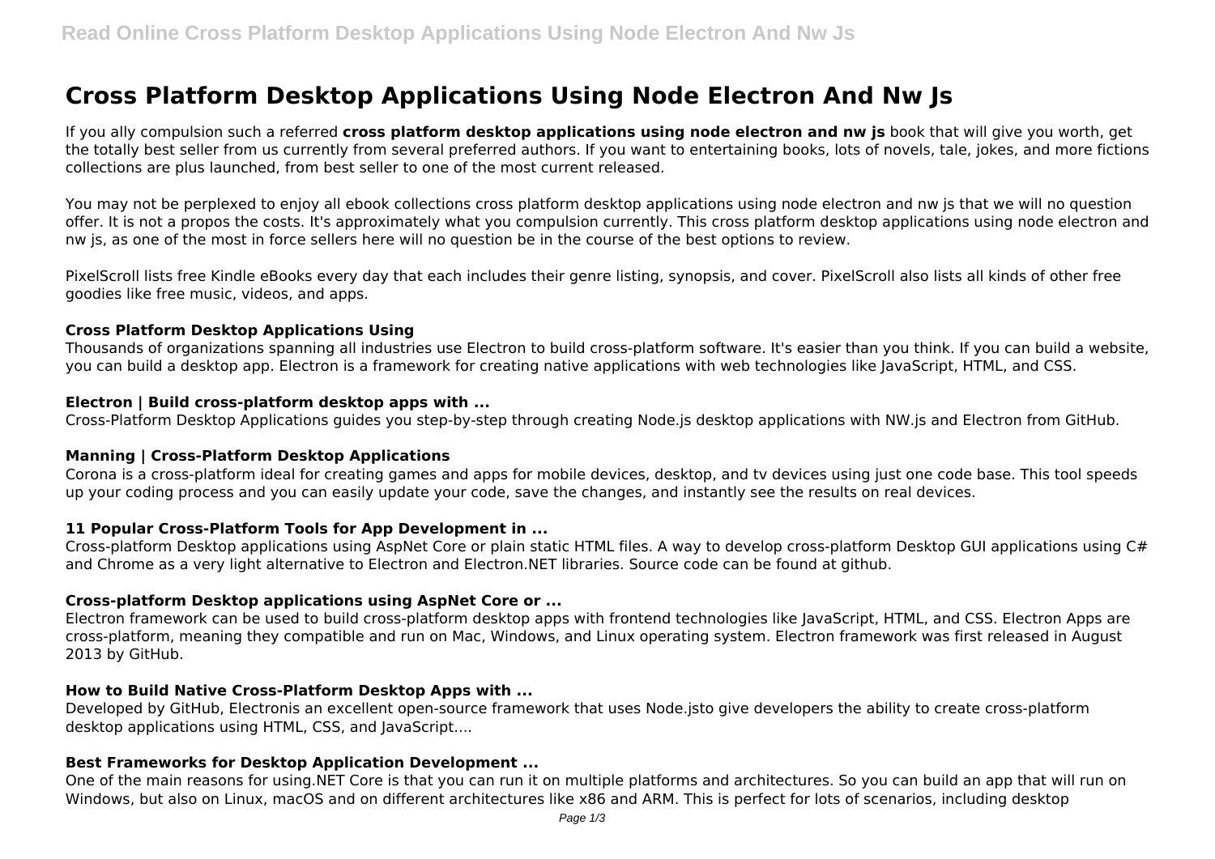# Cross Platform Desktop Applications Using Node Electron And Nw Js

If you ally compulsion such a referred **cross platform desktop applications using node electron and nw js** book that will give you worth, get the totally best seller from us currently from several preferred authors. If you want to entertaining books, lots of novels, tale, jokes, and more fictions collections are plus launched, from best seller to one of the most current released.

You may not be perplexed to enjoy all ebook collections cross platform desktop applications using node electron and nw js that we will no question offer. It is not a propos the costs. It's approximately what you compulsion currently. This cross platform desktop applications using node electron and nw js, as one of the most in force sellers here will no question be in the course of the best options to review.

PixelScroll lists free Kindle eBooks every day that each includes their genre listing, synopsis, and cover. PixelScroll also lists all kinds of other free goodies like free music, videos, and apps.

### Cross Platform Desktop Applications Using

Thousands of organizations spanning all industries use Electron to build cross-platform software. It's easier than you think. If you can build a website, you can build a desktop app. Electron is a framework for creating native applications with web technologies like JavaScript, HTML, and CSS.

### Electron | Build cross-platform desktop apps with ...

Cross-Platform Desktop Applications guides you step-by-step through creating Node.js desktop applications with NW.js and Electron from GitHub.

### Manning | Cross-Platform Desktop Applications

Corona is a cross-platform ideal for creating games and apps for mobile devices, desktop, and tv devices using just one code base. This tool speeds up your coding process and you can easily update your code, save the changes, and instantly see the results on real devices.

### 11 Popular Cross-Platform Tools for App Development in ...

Cross-platform Desktop applications using AspNet Core or plain static HTML files. A way to develop cross-platform Desktop GUI applications using C# and Chrome as a very light alternative to Electron and Electron.NET libraries. Source code can be found at github.

### Cross-platform Desktop applications using AspNet Core or ...

Electron framework can be used to build cross-platform desktop apps with frontend technologies like JavaScript, HTML, and CSS. Electron Apps are cross-platform, meaning they compatible and run on Mac, Windows, and Linux operating system. Electron framework was first released in August 2013 by GitHub.

### How to Build Native Cross-Platform Desktop Apps with ...

Developed by GitHub, Electronis an excellent open-source framework that uses Node.jsto give developers the ability to create cross-platform desktop applications using HTML, CSS, and JavaScript....

### Best Frameworks for Desktop Application Development ...

One of the main reasons for using.NET Core is that you can run it on multiple platforms and architectures. So you can build an app that will run on Windows, but also on Linux, macOS and on different architectures like x86 and ARM. This is perfect for lots of scenarios, including desktop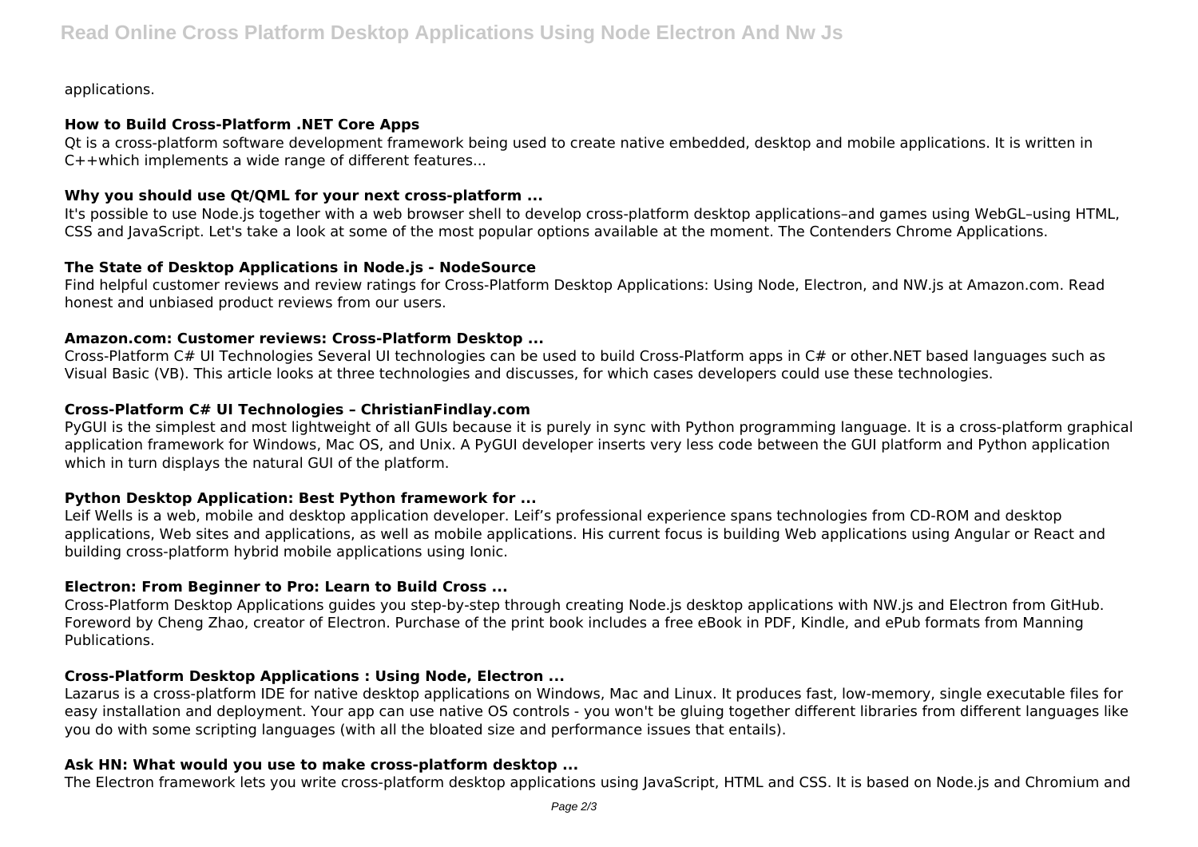applications.

### How to Build Cross-Platform .NET Core Apps

Qt is a cross-platform software development framework being used to create native embedded, desktop and mobile applications. It is written in C++which implements a wide range of different features...

### Why you should use Qt/QML for your next cross-platform ...

It's possible to use Node.js together with a web browser shell to develop cross-platform desktop applications–and games using WebGL–using HTML, CSS and JavaScript. Let's take a look at some of the most popular options available at the moment. The Contenders Chrome Applications.

### The State of Desktop Applications in Node.js - NodeSource

Find helpful customer reviews and review ratings for Cross-Platform Desktop Applications: Using Node, Electron, and NW.js at Amazon.com. Read honest and unbiased product reviews from our users.

### Amazon.com: Customer reviews: Cross-Platform Desktop ...

Cross-Platform C# UI Technologies Several UI technologies can be used to build Cross-Platform apps in C# or other.NET based languages such as Visual Basic (VB). This article looks at three technologies and discusses, for which cases developers could use these technologies.

### Cross-Platform C# UI Technologies – ChristianFindlay.com

PyGUI is the simplest and most lightweight of all GUIs because it is purely in sync with Python programming language. It is a cross-platform graphical application framework for Windows, Mac OS, and Unix. A PyGUI developer inserts very less code between the GUI platform and Python application which in turn displays the natural GUI of the platform.

### Python Desktop Application: Best Python framework for ...

Leif Wells is a web, mobile and desktop application developer. Leif's professional experience spans technologies from CD-ROM and desktop applications, Web sites and applications, as well as mobile applications. His current focus is building Web applications using Angular or React and building cross-platform hybrid mobile applications using Ionic.

### Electron: From Beginner to Pro: Learn to Build Cross ...

Cross-Platform Desktop Applications guides you step-by-step through creating Node.js desktop applications with NW.js and Electron from GitHub. Foreword by Cheng Zhao, creator of Electron. Purchase of the print book includes a free eBook in PDF, Kindle, and ePub formats from Manning Publications.

### Cross-Platform Desktop Applications : Using Node, Electron ...

Lazarus is a cross-platform IDE for native desktop applications on Windows, Mac and Linux. It produces fast, low-memory, single executable files for easy installation and deployment. Your app can use native OS controls - you won't be gluing together different libraries from different languages like you do with some scripting languages (with all the bloated size and performance issues that entails).

### Ask HN: What would you use to make cross-platform desktop ...

The Electron framework lets you write cross-platform desktop applications using JavaScript, HTML and CSS. It is based on Node.js and Chromium and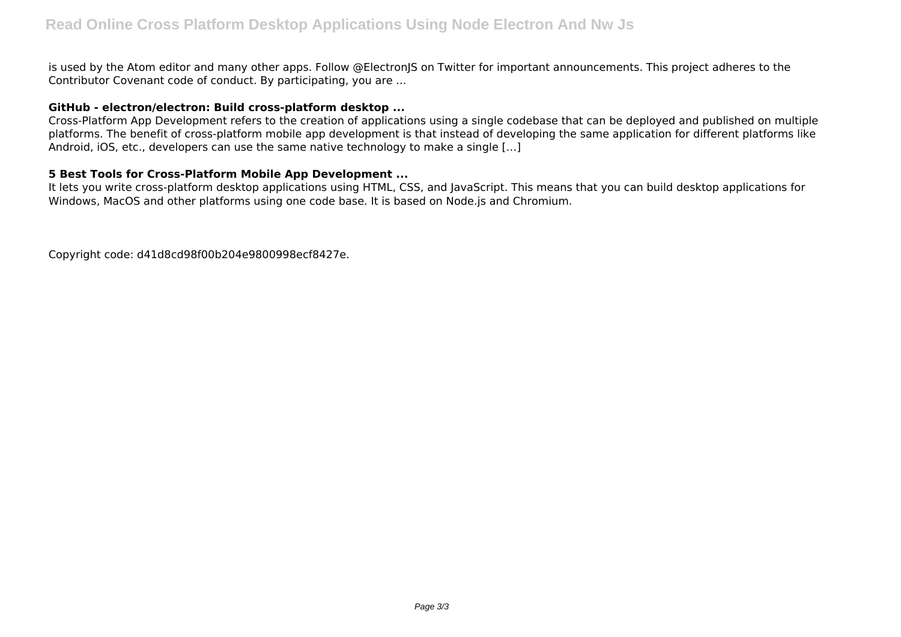is used by the Atom editor and many other apps. Follow @ElectronJS on Twitter for important announcements. This project adheres to the Contributor Covenant code of conduct. By participating, you are ...

**GitHub - electron/electron: Build cross-platform desktop ...**

Cross-Platform App Development refers to the creation of applications using a single codebase that can be deployed and published on multiple platforms. The benefit of cross-platform mobile app development is that instead of developing the same application for different platforms like Android, iOS, etc., developers can use the same native technology to make a single […]

**5 Best Tools for Cross-Platform Mobile App Development ...**

It lets you write cross-platform desktop applications using HTML, CSS, and JavaScript. This means that you can build desktop applications for Windows, MacOS and other platforms using one code base. It is based on Node.js and Chromium.

Copyright code: d41d8cd98f00b204e9800998ecf8427e.